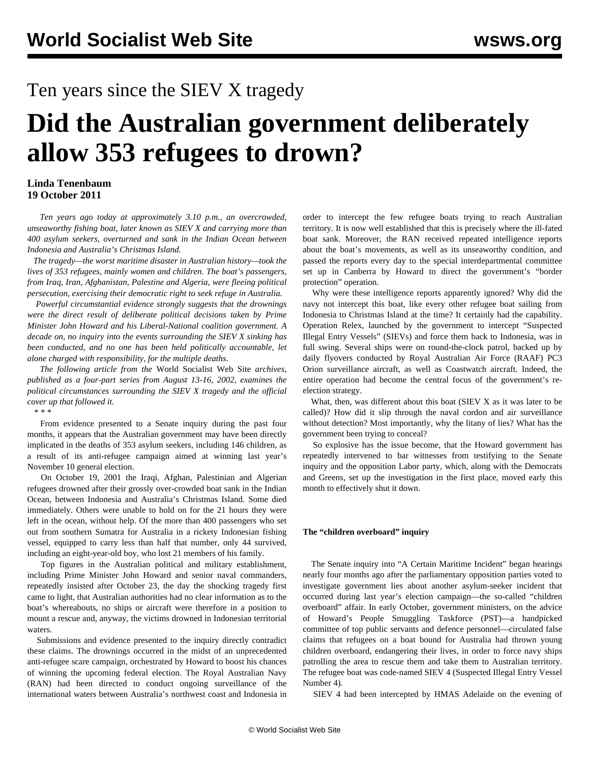# Ten years since the SIEV X tragedy

# Did the Australian government deliberately allow 353 refugees to drown?

**Linda Tenenbaum**
**19 October 2011**

*Ten years ago today at approximately 3.10 p.m., an overcrowded, unseaworthy fishing boat, later known as SIEV X and carrying more than 400 asylum seekers, overturned and sank in the Indian Ocean between Indonesia and Australia's Christmas Island.*

*The tragedy—the worst maritime disaster in Australian history—took the lives of 353 refugees, mainly women and children. The boat's passengers, from Iraq, Iran, Afghanistan, Palestine and Algeria, were fleeing political persecution, exercising their democratic right to seek refuge in Australia.*

*Powerful circumstantial evidence strongly suggests that the drownings were the direct result of deliberate political decisions taken by Prime Minister John Howard and his Liberal-National coalition government. A decade on, no inquiry into the events surrounding the SIEV X sinking has been conducted, and no one has been held politically accountable, let alone charged with responsibility, for the multiple deaths.*

*The following article from the* World Socialist Web Site *archives, published as a four-part series from August 13-16, 2002, examines the political circumstances surrounding the SIEV X tragedy and the official cover up that followed it.*

\* \* \*

From evidence presented to a Senate inquiry during the past four months, it appears that the Australian government may have been directly implicated in the deaths of 353 asylum seekers, including 146 children, as a result of its anti-refugee campaign aimed at winning last year's November 10 general election.

On October 19, 2001 the Iraqi, Afghan, Palestinian and Algerian refugees drowned after their grossly over-crowded boat sank in the Indian Ocean, between Indonesia and Australia's Christmas Island. Some died immediately. Others were unable to hold on for the 21 hours they were left in the ocean, without help. Of the more than 400 passengers who set out from southern Sumatra for Australia in a rickety Indonesian fishing vessel, equipped to carry less than half that number, only 44 survived, including an eight-year-old boy, who lost 21 members of his family.

Top figures in the Australian political and military establishment, including Prime Minister John Howard and senior naval commanders, repeatedly insisted after October 23, the day the shocking tragedy first came to light, that Australian authorities had no clear information as to the boat's whereabouts, no ships or aircraft were therefore in a position to mount a rescue and, anyway, the victims drowned in Indonesian territorial waters.

Submissions and evidence presented to the inquiry directly contradict these claims. The drownings occurred in the midst of an unprecedented anti-refugee scare campaign, orchestrated by Howard to boost his chances of winning the upcoming federal election. The Royal Australian Navy (RAN) had been directed to conduct ongoing surveillance of the international waters between Australia's northwest coast and Indonesia in order to intercept the few refugee boats trying to reach Australian territory. It is now well established that this is precisely where the ill-fated boat sank. Moreover, the RAN received repeated intelligence reports about the boat's movements, as well as its unseaworthy condition, and passed the reports every day to the special interdepartmental committee set up in Canberra by Howard to direct the government's "border protection" operation.

Why were these intelligence reports apparently ignored? Why did the navy not intercept this boat, like every other refugee boat sailing from Indonesia to Christmas Island at the time? It certainly had the capability. Operation Relex, launched by the government to intercept "Suspected Illegal Entry Vessels" (SIEVs) and force them back to Indonesia, was in full swing. Several ships were on round-the-clock patrol, backed up by daily flyovers conducted by Royal Australian Air Force (RAAF) PC3 Orion surveillance aircraft, as well as Coastwatch aircraft. Indeed, the entire operation had become the central focus of the government's re-election strategy.

What, then, was different about this boat (SIEV X as it was later to be called)? How did it slip through the naval cordon and air surveillance without detection? Most importantly, why the litany of lies? What has the government been trying to conceal?

So explosive has the issue become, that the Howard government has repeatedly intervened to bar witnesses from testifying to the Senate inquiry and the opposition Labor party, which, along with the Democrats and Greens, set up the investigation in the first place, moved early this month to effectively shut it down.

**The "children overboard" inquiry**

The Senate inquiry into "A Certain Maritime Incident" began hearings nearly four months ago after the parliamentary opposition parties voted to investigate government lies about another asylum-seeker incident that occurred during last year's election campaign—the so-called "children overboard" affair. In early October, government ministers, on the advice of Howard's People Smuggling Taskforce (PST)—a handpicked committee of top public servants and defence personnel—circulated false claims that refugees on a boat bound for Australia had thrown young children overboard, endangering their lives, in order to force navy ships patrolling the area to rescue them and take them to Australian territory. The refugee boat was code-named SIEV 4 (Suspected Illegal Entry Vessel Number 4).

SIEV 4 had been intercepted by HMAS Adelaide on the evening of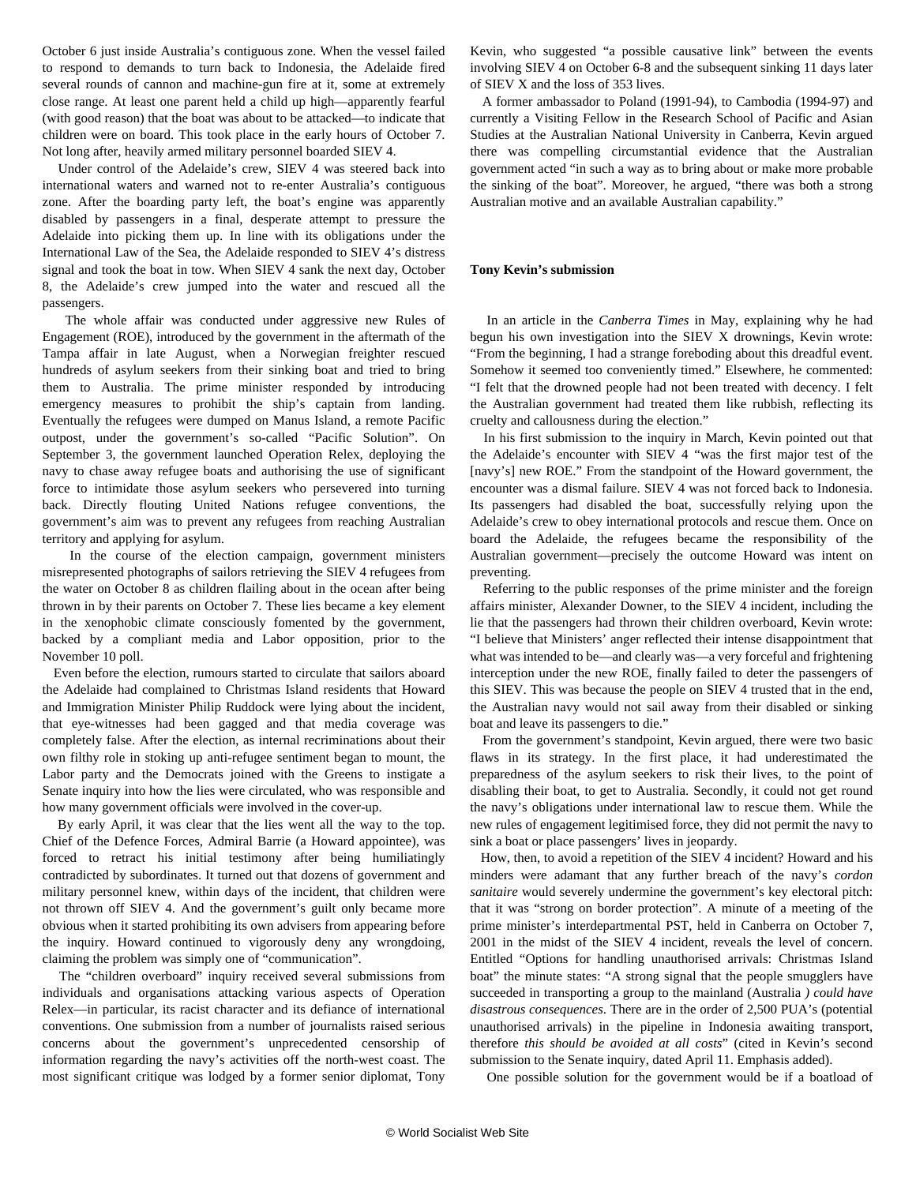October 6 just inside Australia's contiguous zone. When the vessel failed to respond to demands to turn back to Indonesia, the Adelaide fired several rounds of cannon and machine-gun fire at it, some at extremely close range. At least one parent held a child up high—apparently fearful (with good reason) that the boat was about to be attacked—to indicate that children were on board. This took place in the early hours of October 7. Not long after, heavily armed military personnel boarded SIEV 4.

Under control of the Adelaide's crew, SIEV 4 was steered back into international waters and warned not to re-enter Australia's contiguous zone. After the boarding party left, the boat's engine was apparently disabled by passengers in a final, desperate attempt to pressure the Adelaide into picking them up. In line with its obligations under the International Law of the Sea, the Adelaide responded to SIEV 4's distress signal and took the boat in tow. When SIEV 4 sank the next day, October 8, the Adelaide's crew jumped into the water and rescued all the passengers.

The whole affair was conducted under aggressive new Rules of Engagement (ROE), introduced by the government in the aftermath of the Tampa affair in late August, when a Norwegian freighter rescued hundreds of asylum seekers from their sinking boat and tried to bring them to Australia. The prime minister responded by introducing emergency measures to prohibit the ship's captain from landing. Eventually the refugees were dumped on Manus Island, a remote Pacific outpost, under the government's so-called "Pacific Solution". On September 3, the government launched Operation Relex, deploying the navy to chase away refugee boats and authorising the use of significant force to intimidate those asylum seekers who persevered into turning back. Directly flouting United Nations refugee conventions, the government's aim was to prevent any refugees from reaching Australian territory and applying for asylum.

In the course of the election campaign, government ministers misrepresented photographs of sailors retrieving the SIEV 4 refugees from the water on October 8 as children flailing about in the ocean after being thrown in by their parents on October 7. These lies became a key element in the xenophobic climate consciously fomented by the government, backed by a compliant media and Labor opposition, prior to the November 10 poll.

Even before the election, rumours started to circulate that sailors aboard the Adelaide had complained to Christmas Island residents that Howard and Immigration Minister Philip Ruddock were lying about the incident, that eye-witnesses had been gagged and that media coverage was completely false. After the election, as internal recriminations about their own filthy role in stoking up anti-refugee sentiment began to mount, the Labor party and the Democrats joined with the Greens to instigate a Senate inquiry into how the lies were circulated, who was responsible and how many government officials were involved in the cover-up.

By early April, it was clear that the lies went all the way to the top. Chief of the Defence Forces, Admiral Barrie (a Howard appointee), was forced to retract his initial testimony after being humiliatingly contradicted by subordinates. It turned out that dozens of government and military personnel knew, within days of the incident, that children were not thrown off SIEV 4. And the government's guilt only became more obvious when it started prohibiting its own advisers from appearing before the inquiry. Howard continued to vigorously deny any wrongdoing, claiming the problem was simply one of "communication".

The "children overboard" inquiry received several submissions from individuals and organisations attacking various aspects of Operation Relex—in particular, its racist character and its defiance of international conventions. One submission from a number of journalists raised serious concerns about the government's unprecedented censorship of information regarding the navy's activities off the north-west coast. The most significant critique was lodged by a former senior diplomat, Tony Kevin, who suggested "a possible causative link" between the events involving SIEV 4 on October 6-8 and the subsequent sinking 11 days later of SIEV X and the loss of 353 lives.

A former ambassador to Poland (1991-94), to Cambodia (1994-97) and currently a Visiting Fellow in the Research School of Pacific and Asian Studies at the Australian National University in Canberra, Kevin argued there was compelling circumstantial evidence that the Australian government acted "in such a way as to bring about or make more probable the sinking of the boat". Moreover, he argued, "there was both a strong Australian motive and an available Australian capability."

**Tony Kevin's submission**

In an article in the *Canberra Times* in May, explaining why he had begun his own investigation into the SIEV X drownings, Kevin wrote: "From the beginning, I had a strange foreboding about this dreadful event. Somehow it seemed too conveniently timed." Elsewhere, he commented: "I felt that the drowned people had not been treated with decency. I felt the Australian government had treated them like rubbish, reflecting its cruelty and callousness during the election."

In his first submission to the inquiry in March, Kevin pointed out that the Adelaide's encounter with SIEV 4 "was the first major test of the [navy's] new ROE." From the standpoint of the Howard government, the encounter was a dismal failure. SIEV 4 was not forced back to Indonesia. Its passengers had disabled the boat, successfully relying upon the Adelaide's crew to obey international protocols and rescue them. Once on board the Adelaide, the refugees became the responsibility of the Australian government—precisely the outcome Howard was intent on preventing.

Referring to the public responses of the prime minister and the foreign affairs minister, Alexander Downer, to the SIEV 4 incident, including the lie that the passengers had thrown their children overboard, Kevin wrote: "I believe that Ministers' anger reflected their intense disappointment that what was intended to be—and clearly was—a very forceful and frightening interception under the new ROE, finally failed to deter the passengers of this SIEV. This was because the people on SIEV 4 trusted that in the end, the Australian navy would not sail away from their disabled or sinking boat and leave its passengers to die."

From the government's standpoint, Kevin argued, there were two basic flaws in its strategy. In the first place, it had underestimated the preparedness of the asylum seekers to risk their lives, to the point of disabling their boat, to get to Australia. Secondly, it could not get round the navy's obligations under international law to rescue them. While the new rules of engagement legitimised force, they did not permit the navy to sink a boat or place passengers' lives in jeopardy.

How, then, to avoid a repetition of the SIEV 4 incident? Howard and his minders were adamant that any further breach of the navy's *cordon sanitaire* would severely undermine the government's key electoral pitch: that it was "strong on border protection". A minute of a meeting of the prime minister's interdepartmental PST, held in Canberra on October 7, 2001 in the midst of the SIEV 4 incident, reveals the level of concern. Entitled "Options for handling unauthorised arrivals: Christmas Island boat" the minute states: "A strong signal that the people smugglers have succeeded in transporting a group to the mainland (Australia *) could have disastrous consequences*. There are in the order of 2,500 PUA's (potential unauthorised arrivals) in the pipeline in Indonesia awaiting transport, therefore *this should be avoided at all costs*" (cited in Kevin's second submission to the Senate inquiry, dated April 11. Emphasis added).

One possible solution for the government would be if a boatload of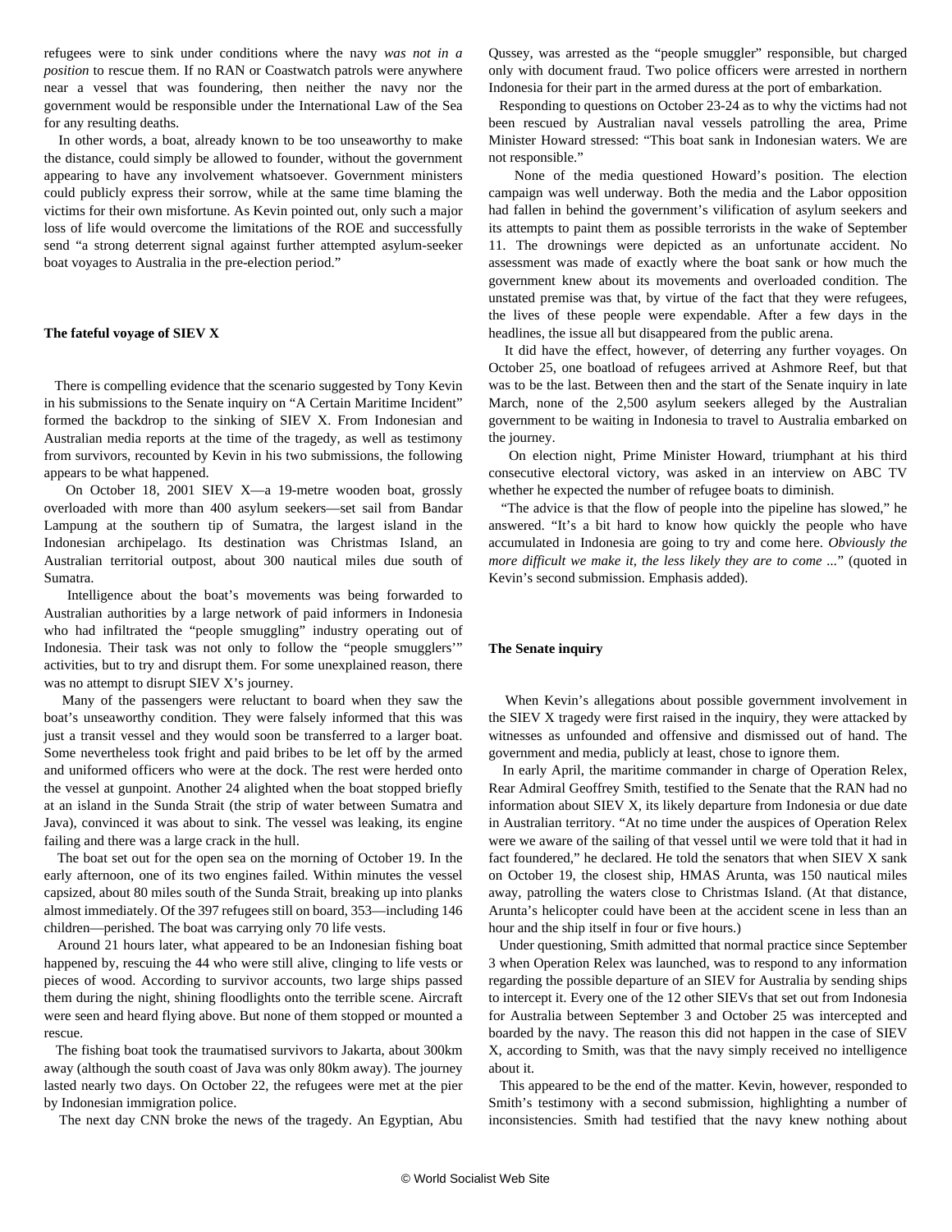refugees were to sink under conditions where the navy *was not in a position* to rescue them. If no RAN or Coastwatch patrols were anywhere near a vessel that was foundering, then neither the navy nor the government would be responsible under the International Law of the Sea for any resulting deaths.

In other words, a boat, already known to be too unseaworthy to make the distance, could simply be allowed to founder, without the government appearing to have any involvement whatsoever. Government ministers could publicly express their sorrow, while at the same time blaming the victims for their own misfortune. As Kevin pointed out, only such a major loss of life would overcome the limitations of the ROE and successfully send "a strong deterrent signal against further attempted asylum-seeker boat voyages to Australia in the pre-election period."

**The fateful voyage of SIEV X**

There is compelling evidence that the scenario suggested by Tony Kevin in his submissions to the Senate inquiry on "A Certain Maritime Incident" formed the backdrop to the sinking of SIEV X. From Indonesian and Australian media reports at the time of the tragedy, as well as testimony from survivors, recounted by Kevin in his two submissions, the following appears to be what happened.

On October 18, 2001 SIEV X—a 19-metre wooden boat, grossly overloaded with more than 400 asylum seekers—set sail from Bandar Lampung at the southern tip of Sumatra, the largest island in the Indonesian archipelago. Its destination was Christmas Island, an Australian territorial outpost, about 300 nautical miles due south of Sumatra.

Intelligence about the boat's movements was being forwarded to Australian authorities by a large network of paid informers in Indonesia who had infiltrated the "people smuggling" industry operating out of Indonesia. Their task was not only to follow the "people smugglers'" activities, but to try and disrupt them. For some unexplained reason, there was no attempt to disrupt SIEV X's journey.

Many of the passengers were reluctant to board when they saw the boat's unseaworthy condition. They were falsely informed that this was just a transit vessel and they would soon be transferred to a larger boat. Some nevertheless took fright and paid bribes to be let off by the armed and uniformed officers who were at the dock. The rest were herded onto the vessel at gunpoint. Another 24 alighted when the boat stopped briefly at an island in the Sunda Strait (the strip of water between Sumatra and Java), convinced it was about to sink. The vessel was leaking, its engine failing and there was a large crack in the hull.

The boat set out for the open sea on the morning of October 19. In the early afternoon, one of its two engines failed. Within minutes the vessel capsized, about 80 miles south of the Sunda Strait, breaking up into planks almost immediately. Of the 397 refugees still on board, 353—including 146 children—perished. The boat was carrying only 70 life vests.

Around 21 hours later, what appeared to be an Indonesian fishing boat happened by, rescuing the 44 who were still alive, clinging to life vests or pieces of wood. According to survivor accounts, two large ships passed them during the night, shining floodlights onto the terrible scene. Aircraft were seen and heard flying above. But none of them stopped or mounted a rescue.

The fishing boat took the traumatised survivors to Jakarta, about 300km away (although the south coast of Java was only 80km away). The journey lasted nearly two days. On October 22, the refugees were met at the pier by Indonesian immigration police.

The next day CNN broke the news of the tragedy. An Egyptian, Abu Qussey, was arrested as the "people smuggler" responsible, but charged only with document fraud. Two police officers were arrested in northern Indonesia for their part in the armed duress at the port of embarkation.

Responding to questions on October 23-24 as to why the victims had not been rescued by Australian naval vessels patrolling the area, Prime Minister Howard stressed: "This boat sank in Indonesian waters. We are not responsible."

None of the media questioned Howard's position. The election campaign was well underway. Both the media and the Labor opposition had fallen in behind the government's vilification of asylum seekers and its attempts to paint them as possible terrorists in the wake of September 11. The drownings were depicted as an unfortunate accident. No assessment was made of exactly where the boat sank or how much the government knew about its movements and overloaded condition. The unstated premise was that, by virtue of the fact that they were refugees, the lives of these people were expendable. After a few days in the headlines, the issue all but disappeared from the public arena.

It did have the effect, however, of deterring any further voyages. On October 25, one boatload of refugees arrived at Ashmore Reef, but that was to be the last. Between then and the start of the Senate inquiry in late March, none of the 2,500 asylum seekers alleged by the Australian government to be waiting in Indonesia to travel to Australia embarked on the journey.

On election night, Prime Minister Howard, triumphant at his third consecutive electoral victory, was asked in an interview on ABC TV whether he expected the number of refugee boats to diminish.

"The advice is that the flow of people into the pipeline has slowed," he answered. "It's a bit hard to know how quickly the people who have accumulated in Indonesia are going to try and come here. *Obviously the more difficult we make it, the less likely they are to come ...*" (quoted in Kevin's second submission. Emphasis added).

**The Senate inquiry**

When Kevin's allegations about possible government involvement in the SIEV X tragedy were first raised in the inquiry, they were attacked by witnesses as unfounded and offensive and dismissed out of hand. The government and media, publicly at least, chose to ignore them.

In early April, the maritime commander in charge of Operation Relex, Rear Admiral Geoffrey Smith, testified to the Senate that the RAN had no information about SIEV X, its likely departure from Indonesia or due date in Australian territory. "At no time under the auspices of Operation Relex were we aware of the sailing of that vessel until we were told that it had in fact foundered," he declared. He told the senators that when SIEV X sank on October 19, the closest ship, HMAS Arunta, was 150 nautical miles away, patrolling the waters close to Christmas Island. (At that distance, Arunta's helicopter could have been at the accident scene in less than an hour and the ship itself in four or five hours.)

Under questioning, Smith admitted that normal practice since September 3 when Operation Relex was launched, was to respond to any information regarding the possible departure of an SIEV for Australia by sending ships to intercept it. Every one of the 12 other SIEVs that set out from Indonesia for Australia between September 3 and October 25 was intercepted and boarded by the navy. The reason this did not happen in the case of SIEV X, according to Smith, was that the navy simply received no intelligence about it.

This appeared to be the end of the matter. Kevin, however, responded to Smith's testimony with a second submission, highlighting a number of inconsistencies. Smith had testified that the navy knew nothing about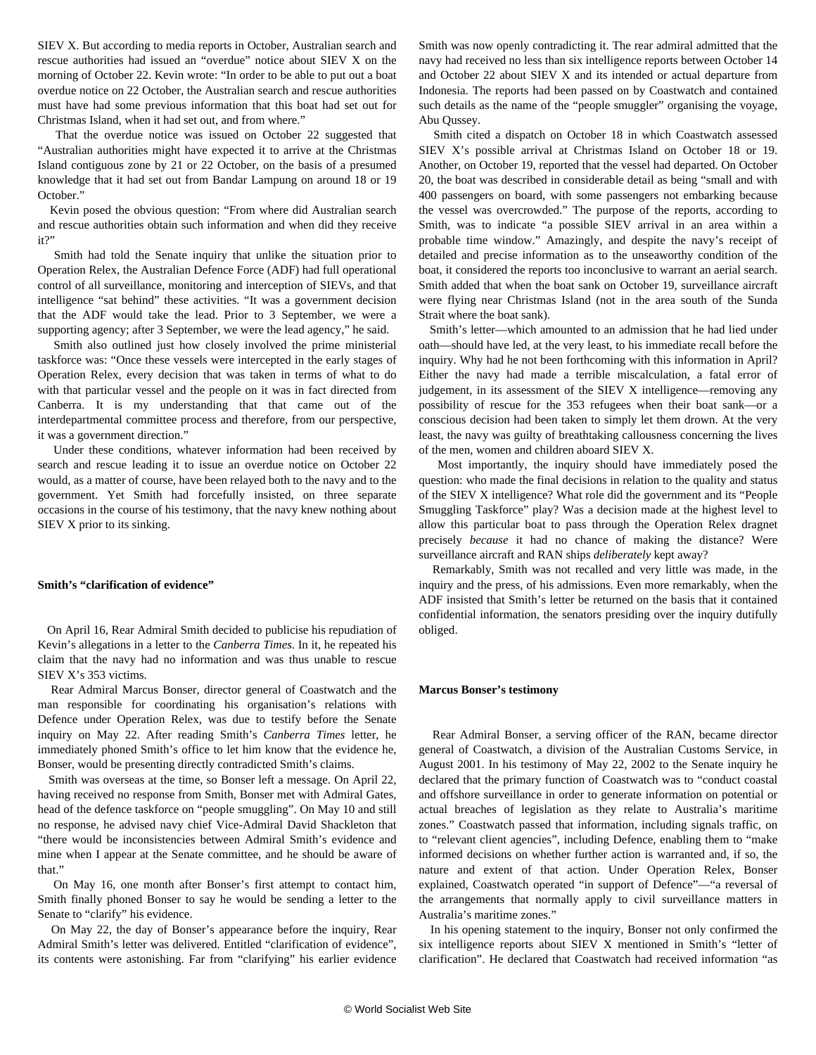SIEV X. But according to media reports in October, Australian search and rescue authorities had issued an "overdue" notice about SIEV X on the morning of October 22. Kevin wrote: "In order to be able to put out a boat overdue notice on 22 October, the Australian search and rescue authorities must have had some previous information that this boat had set out for Christmas Island, when it had set out, and from where."

That the overdue notice was issued on October 22 suggested that "Australian authorities might have expected it to arrive at the Christmas Island contiguous zone by 21 or 22 October, on the basis of a presumed knowledge that it had set out from Bandar Lampung on around 18 or 19 October."

Kevin posed the obvious question: "From where did Australian search and rescue authorities obtain such information and when did they receive it?"

Smith had told the Senate inquiry that unlike the situation prior to Operation Relex, the Australian Defence Force (ADF) had full operational control of all surveillance, monitoring and interception of SIEVs, and that intelligence "sat behind" these activities. "It was a government decision that the ADF would take the lead. Prior to 3 September, we were a supporting agency; after 3 September, we were the lead agency," he said.

Smith also outlined just how closely involved the prime ministerial taskforce was: "Once these vessels were intercepted in the early stages of Operation Relex, every decision that was taken in terms of what to do with that particular vessel and the people on it was in fact directed from Canberra. It is my understanding that that came out of the interdepartmental committee process and therefore, from our perspective, it was a government direction."

Under these conditions, whatever information had been received by search and rescue leading it to issue an overdue notice on October 22 would, as a matter of course, have been relayed both to the navy and to the government. Yet Smith had forcefully insisted, on three separate occasions in the course of his testimony, that the navy knew nothing about SIEV X prior to its sinking.

**Smith's "clarification of evidence"**

On April 16, Rear Admiral Smith decided to publicise his repudiation of Kevin's allegations in a letter to the *Canberra Times*. In it, he repeated his claim that the navy had no information and was thus unable to rescue SIEV X's 353 victims.

Rear Admiral Marcus Bonser, director general of Coastwatch and the man responsible for coordinating his organisation's relations with Defence under Operation Relex, was due to testify before the Senate inquiry on May 22. After reading Smith's *Canberra Times* letter, he immediately phoned Smith's office to let him know that the evidence he, Bonser, would be presenting directly contradicted Smith's claims.

Smith was overseas at the time, so Bonser left a message. On April 22, having received no response from Smith, Bonser met with Admiral Gates, head of the defence taskforce on "people smuggling". On May 10 and still no response, he advised navy chief Vice-Admiral David Shackleton that "there would be inconsistencies between Admiral Smith's evidence and mine when I appear at the Senate committee, and he should be aware of that."

On May 16, one month after Bonser's first attempt to contact him, Smith finally phoned Bonser to say he would be sending a letter to the Senate to "clarify" his evidence.

On May 22, the day of Bonser's appearance before the inquiry, Rear Admiral Smith's letter was delivered. Entitled "clarification of evidence", its contents were astonishing. Far from "clarifying" his earlier evidence Smith was now openly contradicting it. The rear admiral admitted that the navy had received no less than six intelligence reports between October 14 and October 22 about SIEV X and its intended or actual departure from Indonesia. The reports had been passed on by Coastwatch and contained such details as the name of the "people smuggler" organising the voyage, Abu Qussey.

Smith cited a dispatch on October 18 in which Coastwatch assessed SIEV X's possible arrival at Christmas Island on October 18 or 19. Another, on October 19, reported that the vessel had departed. On October 20, the boat was described in considerable detail as being "small and with 400 passengers on board, with some passengers not embarking because the vessel was overcrowded." The purpose of the reports, according to Smith, was to indicate "a possible SIEV arrival in an area within a probable time window." Amazingly, and despite the navy's receipt of detailed and precise information as to the unseaworthy condition of the boat, it considered the reports too inconclusive to warrant an aerial search. Smith added that when the boat sank on October 19, surveillance aircraft were flying near Christmas Island (not in the area south of the Sunda Strait where the boat sank).

Smith's letter—which amounted to an admission that he had lied under oath—should have led, at the very least, to his immediate recall before the inquiry. Why had he not been forthcoming with this information in April? Either the navy had made a terrible miscalculation, a fatal error of judgement, in its assessment of the SIEV X intelligence—removing any possibility of rescue for the 353 refugees when their boat sank—or a conscious decision had been taken to simply let them drown. At the very least, the navy was guilty of breathtaking callousness concerning the lives of the men, women and children aboard SIEV X.

Most importantly, the inquiry should have immediately posed the question: who made the final decisions in relation to the quality and status of the SIEV X intelligence? What role did the government and its "People Smuggling Taskforce" play? Was a decision made at the highest level to allow this particular boat to pass through the Operation Relex dragnet precisely *because* it had no chance of making the distance? Were surveillance aircraft and RAN ships *deliberately* kept away?

Remarkably, Smith was not recalled and very little was made, in the inquiry and the press, of his admissions. Even more remarkably, when the ADF insisted that Smith's letter be returned on the basis that it contained confidential information, the senators presiding over the inquiry dutifully obliged.

**Marcus Bonser's testimony**

Rear Admiral Bonser, a serving officer of the RAN, became director general of Coastwatch, a division of the Australian Customs Service, in August 2001. In his testimony of May 22, 2002 to the Senate inquiry he declared that the primary function of Coastwatch was to "conduct coastal and offshore surveillance in order to generate information on potential or actual breaches of legislation as they relate to Australia's maritime zones." Coastwatch passed that information, including signals traffic, on to "relevant client agencies", including Defence, enabling them to "make informed decisions on whether further action is warranted and, if so, the nature and extent of that action. Under Operation Relex, Bonser explained, Coastwatch operated "in support of Defence"—"a reversal of the arrangements that normally apply to civil surveillance matters in Australia's maritime zones."

In his opening statement to the inquiry, Bonser not only confirmed the six intelligence reports about SIEV X mentioned in Smith's "letter of clarification". He declared that Coastwatch had received information "as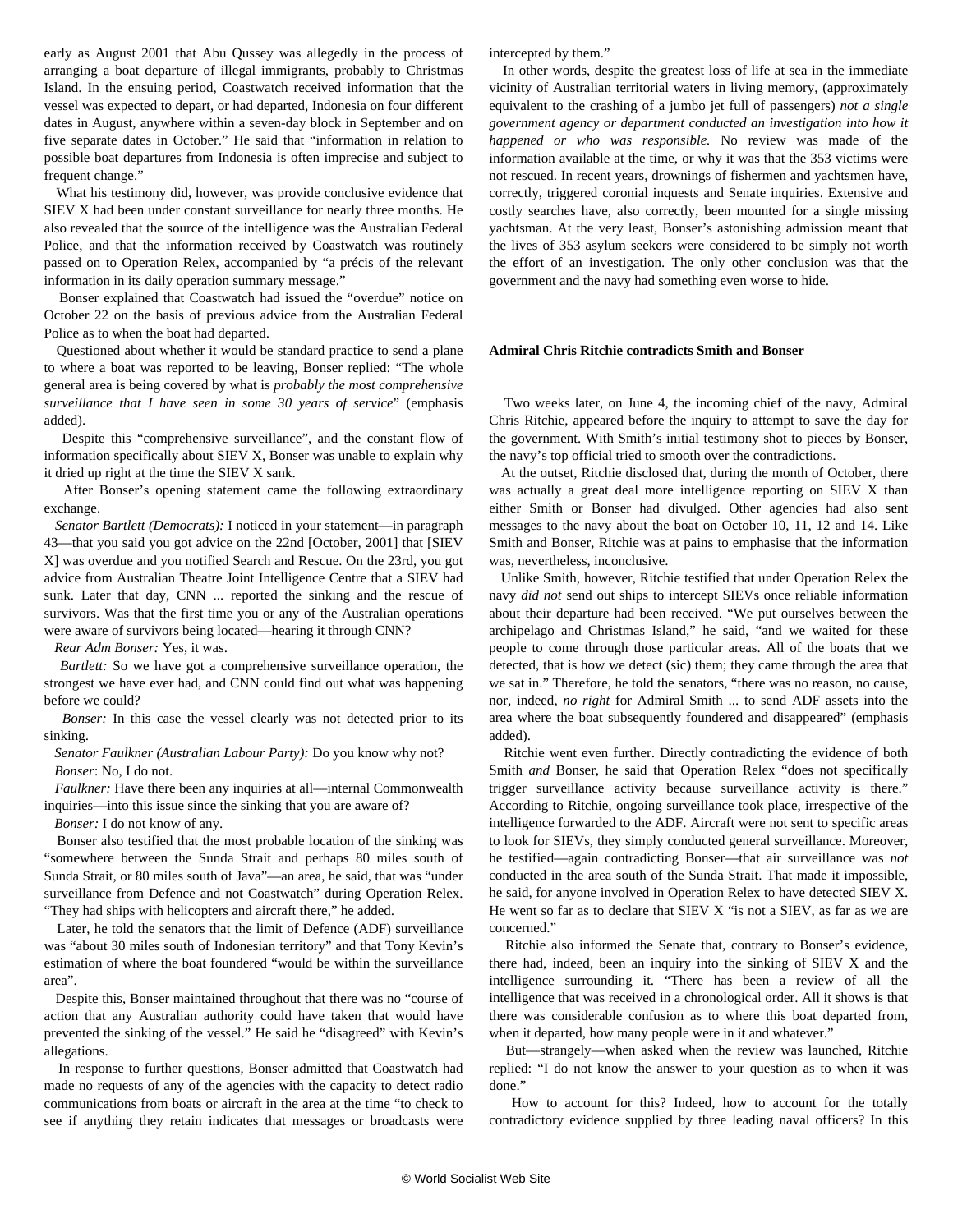early as August 2001 that Abu Qussey was allegedly in the process of arranging a boat departure of illegal immigrants, probably to Christmas Island. In the ensuing period, Coastwatch received information that the vessel was expected to depart, or had departed, Indonesia on four different dates in August, anywhere within a seven-day block in September and on five separate dates in October." He said that "information in relation to possible boat departures from Indonesia is often imprecise and subject to frequent change."

What his testimony did, however, was provide conclusive evidence that SIEV X had been under constant surveillance for nearly three months. He also revealed that the source of the intelligence was the Australian Federal Police, and that the information received by Coastwatch was routinely passed on to Operation Relex, accompanied by "a précis of the relevant information in its daily operation summary message."

Bonser explained that Coastwatch had issued the "overdue" notice on October 22 on the basis of previous advice from the Australian Federal Police as to when the boat had departed.

Questioned about whether it would be standard practice to send a plane to where a boat was reported to be leaving, Bonser replied: "The whole general area is being covered by what is *probably the most comprehensive surveillance that I have seen in some 30 years of service*" (emphasis added).

Despite this "comprehensive surveillance", and the constant flow of information specifically about SIEV X, Bonser was unable to explain why it dried up right at the time the SIEV X sank.

After Bonser's opening statement came the following extraordinary exchange.

*Senator Bartlett (Democrats):* I noticed in your statement—in paragraph 43—that you said you got advice on the 22nd [October, 2001] that [SIEV X] was overdue and you notified Search and Rescue. On the 23rd, you got advice from Australian Theatre Joint Intelligence Centre that a SIEV had sunk. Later that day, CNN ... reported the sinking and the rescue of survivors. Was that the first time you or any of the Australian operations were aware of survivors being located—hearing it through CNN?

*Rear Adm Bonser:* Yes, it was.

*Bartlett:* So we have got a comprehensive surveillance operation, the strongest we have ever had, and CNN could find out what was happening before we could?

*Bonser:* In this case the vessel clearly was not detected prior to its sinking.

*Senator Faulkner (Australian Labour Party):* Do you know why not?

*Bonser*: No, I do not.

*Faulkner:* Have there been any inquiries at all—internal Commonwealth inquiries—into this issue since the sinking that you are aware of?

*Bonser:* I do not know of any.

Bonser also testified that the most probable location of the sinking was "somewhere between the Sunda Strait and perhaps 80 miles south of Sunda Strait, or 80 miles south of Java"—an area, he said, that was "under surveillance from Defence and not Coastwatch" during Operation Relex. "They had ships with helicopters and aircraft there," he added.

Later, he told the senators that the limit of Defence (ADF) surveillance was "about 30 miles south of Indonesian territory" and that Tony Kevin's estimation of where the boat foundered "would be within the surveillance area".

Despite this, Bonser maintained throughout that there was no "course of action that any Australian authority could have taken that would have prevented the sinking of the vessel." He said he "disagreed" with Kevin's allegations.

In response to further questions, Bonser admitted that Coastwatch had made no requests of any of the agencies with the capacity to detect radio communications from boats or aircraft in the area at the time "to check to see if anything they retain indicates that messages or broadcasts were intercepted by them."

In other words, despite the greatest loss of life at sea in the immediate vicinity of Australian territorial waters in living memory, (approximately equivalent to the crashing of a jumbo jet full of passengers) *not a single government agency or department conducted an investigation into how it happened or who was responsible.* No review was made of the information available at the time, or why it was that the 353 victims were not rescued. In recent years, drownings of fishermen and yachtsmen have, correctly, triggered coronial inquests and Senate inquiries. Extensive and costly searches have, also correctly, been mounted for a single missing yachtsman. At the very least, Bonser's astonishing admission meant that the lives of 353 asylum seekers were considered to be simply not worth the effort of an investigation. The only other conclusion was that the government and the navy had something even worse to hide.

### Admiral Chris Ritchie contradicts Smith and Bonser

Two weeks later, on June 4, the incoming chief of the navy, Admiral Chris Ritchie, appeared before the inquiry to attempt to save the day for the government. With Smith's initial testimony shot to pieces by Bonser, the navy's top official tried to smooth over the contradictions.

At the outset, Ritchie disclosed that, during the month of October, there was actually a great deal more intelligence reporting on SIEV X than either Smith or Bonser had divulged. Other agencies had also sent messages to the navy about the boat on October 10, 11, 12 and 14. Like Smith and Bonser, Ritchie was at pains to emphasise that the information was, nevertheless, inconclusive.

Unlike Smith, however, Ritchie testified that under Operation Relex the navy *did not* send out ships to intercept SIEVs once reliable information about their departure had been received. "We put ourselves between the archipelago and Christmas Island," he said, "and we waited for these people to come through those particular areas. All of the boats that we detected, that is how we detect (sic) them; they came through the area that we sat in." Therefore, he told the senators, "there was no reason, no cause, nor, indeed, *no right* for Admiral Smith ... to send ADF assets into the area where the boat subsequently foundered and disappeared" (emphasis added).

Ritchie went even further. Directly contradicting the evidence of both Smith *and* Bonser, he said that Operation Relex "does not specifically trigger surveillance activity because surveillance activity is there." According to Ritchie, ongoing surveillance took place, irrespective of the intelligence forwarded to the ADF. Aircraft were not sent to specific areas to look for SIEVs, they simply conducted general surveillance. Moreover, he testified—again contradicting Bonser—that air surveillance was *not* conducted in the area south of the Sunda Strait. That made it impossible, he said, for anyone involved in Operation Relex to have detected SIEV X. He went so far as to declare that SIEV X "is not a SIEV, as far as we are concerned."

Ritchie also informed the Senate that, contrary to Bonser's evidence, there had, indeed, been an inquiry into the sinking of SIEV X and the intelligence surrounding it. "There has been a review of all the intelligence that was received in a chronological order. All it shows is that there was considerable confusion as to where this boat departed from, when it departed, how many people were in it and whatever."

But—strangely—when asked when the review was launched, Ritchie replied: "I do not know the answer to your question as to when it was done."

How to account for this? Indeed, how to account for the totally contradictory evidence supplied by three leading naval officers? In this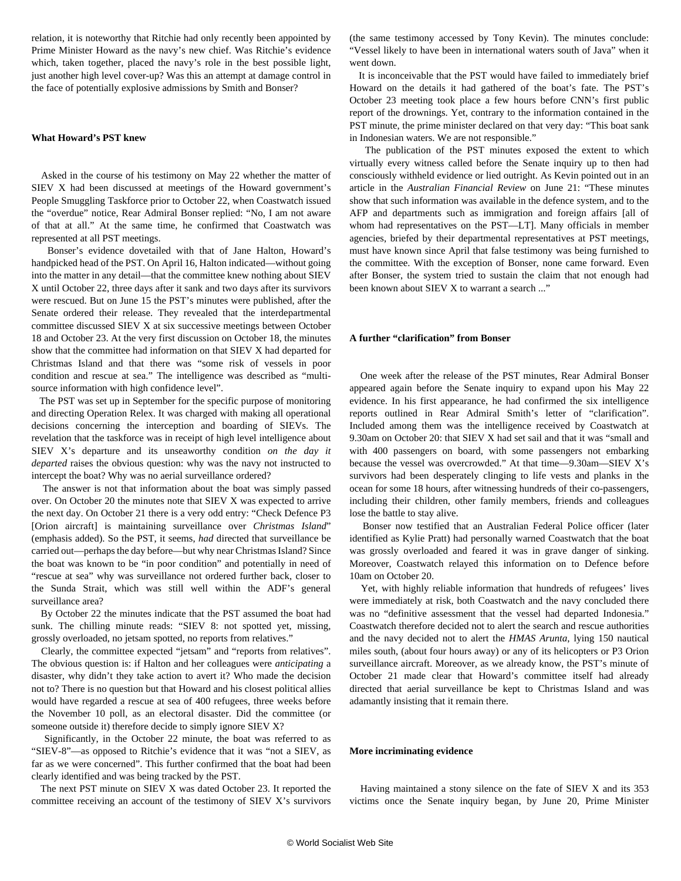relation, it is noteworthy that Ritchie had only recently been appointed by Prime Minister Howard as the navy's new chief. Was Ritchie's evidence which, taken together, placed the navy's role in the best possible light, just another high level cover-up? Was this an attempt at damage control in the face of potentially explosive admissions by Smith and Bonser?

**What Howard's PST knew**

Asked in the course of his testimony on May 22 whether the matter of SIEV X had been discussed at meetings of the Howard government's People Smuggling Taskforce prior to October 22, when Coastwatch issued the "overdue" notice, Rear Admiral Bonser replied: "No, I am not aware of that at all." At the same time, he confirmed that Coastwatch was represented at all PST meetings.

Bonser's evidence dovetailed with that of Jane Halton, Howard's handpicked head of the PST. On April 16, Halton indicated—without going into the matter in any detail—that the committee knew nothing about SIEV X until October 22, three days after it sank and two days after its survivors were rescued. But on June 15 the PST's minutes were published, after the Senate ordered their release. They revealed that the interdepartmental committee discussed SIEV X at six successive meetings between October 18 and October 23. At the very first discussion on October 18, the minutes show that the committee had information on that SIEV X had departed for Christmas Island and that there was "some risk of vessels in poor condition and rescue at sea." The intelligence was described as "multi-source information with high confidence level".

The PST was set up in September for the specific purpose of monitoring and directing Operation Relex. It was charged with making all operational decisions concerning the interception and boarding of SIEVs. The revelation that the taskforce was in receipt of high level intelligence about SIEV X's departure and its unseaworthy condition *on the day it departed* raises the obvious question: why was the navy not instructed to intercept the boat? Why was no aerial surveillance ordered?

The answer is not that information about the boat was simply passed over. On October 20 the minutes note that SIEV X was expected to arrive the next day. On October 21 there is a very odd entry: "Check Defence P3 [Orion aircraft] is maintaining surveillance over *Christmas Island*" (emphasis added). So the PST, it seems, *had* directed that surveillance be carried out—perhaps the day before—but why near Christmas Island? Since the boat was known to be "in poor condition" and potentially in need of "rescue at sea" why was surveillance not ordered further back, closer to the Sunda Strait, which was still well within the ADF's general surveillance area?

By October 22 the minutes indicate that the PST assumed the boat had sunk. The chilling minute reads: "SIEV 8: not spotted yet, missing, grossly overloaded, no jetsam spotted, no reports from relatives."

Clearly, the committee expected "jetsam" and "reports from relatives". The obvious question is: if Halton and her colleagues were *anticipating* a disaster, why didn't they take action to avert it? Who made the decision not to? There is no question but that Howard and his closest political allies would have regarded a rescue at sea of 400 refugees, three weeks before the November 10 poll, as an electoral disaster. Did the committee (or someone outside it) therefore decide to simply ignore SIEV X?

Significantly, in the October 22 minute, the boat was referred to as "SIEV-8"—as opposed to Ritchie's evidence that it was "not a SIEV, as far as we were concerned". This further confirmed that the boat had been clearly identified and was being tracked by the PST.

The next PST minute on SIEV X was dated October 23. It reported the committee receiving an account of the testimony of SIEV X's survivors (the same testimony accessed by Tony Kevin). The minutes conclude: "Vessel likely to have been in international waters south of Java" when it went down.

It is inconceivable that the PST would have failed to immediately brief Howard on the details it had gathered of the boat's fate. The PST's October 23 meeting took place a few hours before CNN's first public report of the drownings. Yet, contrary to the information contained in the PST minute, the prime minister declared on that very day: "This boat sank in Indonesian waters. We are not responsible."

The publication of the PST minutes exposed the extent to which virtually every witness called before the Senate inquiry up to then had consciously withheld evidence or lied outright. As Kevin pointed out in an article in the *Australian Financial Review* on June 21: "These minutes show that such information was available in the defence system, and to the AFP and departments such as immigration and foreign affairs [all of whom had representatives on the PST—LT]. Many officials in member agencies, briefed by their departmental representatives at PST meetings, must have known since April that false testimony was being furnished to the committee. With the exception of Bonser, none came forward. Even after Bonser, the system tried to sustain the claim that not enough had been known about SIEV X to warrant a search ..."

**A further "clarification" from Bonser**

One week after the release of the PST minutes, Rear Admiral Bonser appeared again before the Senate inquiry to expand upon his May 22 evidence. In his first appearance, he had confirmed the six intelligence reports outlined in Rear Admiral Smith's letter of "clarification". Included among them was the intelligence received by Coastwatch at 9.30am on October 20: that SIEV X had set sail and that it was "small and with 400 passengers on board, with some passengers not embarking because the vessel was overcrowded." At that time—9.30am—SIEV X's survivors had been desperately clinging to life vests and planks in the ocean for some 18 hours, after witnessing hundreds of their co-passengers, including their children, other family members, friends and colleagues lose the battle to stay alive.

Bonser now testified that an Australian Federal Police officer (later identified as Kylie Pratt) had personally warned Coastwatch that the boat was grossly overloaded and feared it was in grave danger of sinking. Moreover, Coastwatch relayed this information on to Defence before 10am on October 20.

Yet, with highly reliable information that hundreds of refugees' lives were immediately at risk, both Coastwatch and the navy concluded there was no "definitive assessment that the vessel had departed Indonesia." Coastwatch therefore decided not to alert the search and rescue authorities and the navy decided not to alert the *HMAS Arunta*, lying 150 nautical miles south, (about four hours away) or any of its helicopters or P3 Orion surveillance aircraft. Moreover, as we already know, the PST's minute of October 21 made clear that Howard's committee itself had already directed that aerial surveillance be kept to Christmas Island and was adamantly insisting that it remain there.

**More incriminating evidence**

Having maintained a stony silence on the fate of SIEV X and its 353 victims once the Senate inquiry began, by June 20, Prime Minister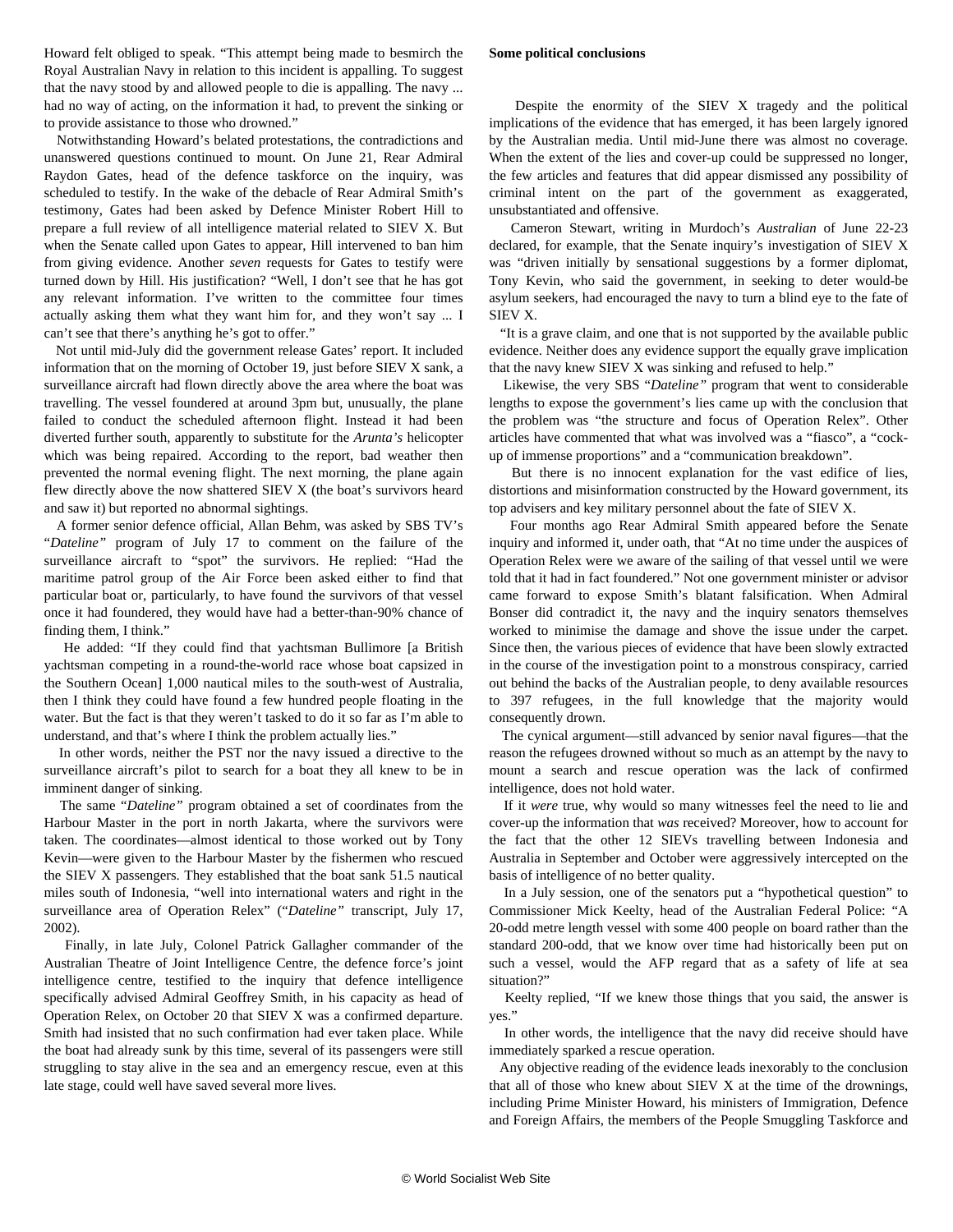Howard felt obliged to speak. "This attempt being made to besmirch the Royal Australian Navy in relation to this incident is appalling. To suggest that the navy stood by and allowed people to die is appalling. The navy ... had no way of acting, on the information it had, to prevent the sinking or to provide assistance to those who drowned."

Notwithstanding Howard's belated protestations, the contradictions and unanswered questions continued to mount. On June 21, Rear Admiral Raydon Gates, head of the defence taskforce on the inquiry, was scheduled to testify. In the wake of the debacle of Rear Admiral Smith's testimony, Gates had been asked by Defence Minister Robert Hill to prepare a full review of all intelligence material related to SIEV X. But when the Senate called upon Gates to appear, Hill intervened to ban him from giving evidence. Another *seven* requests for Gates to testify were turned down by Hill. His justification? "Well, I don't see that he has got any relevant information. I've written to the committee four times actually asking them what they want him for, and they won't say ... I can't see that there's anything he's got to offer."

Not until mid-July did the government release Gates' report. It included information that on the morning of October 19, just before SIEV X sank, a surveillance aircraft had flown directly above the area where the boat was travelling. The vessel foundered at around 3pm but, unusually, the plane failed to conduct the scheduled afternoon flight. Instead it had been diverted further south, apparently to substitute for the *Arunta's* helicopter which was being repaired. According to the report, bad weather then prevented the normal evening flight. The next morning, the plane again flew directly above the now shattered SIEV X (the boat's survivors heard and saw it) but reported no abnormal sightings.

A former senior defence official, Allan Behm, was asked by SBS TV's "*Dateline*" program of July 17 to comment on the failure of the surveillance aircraft to "spot" the survivors. He replied: "Had the maritime patrol group of the Air Force been asked either to find that particular boat or, particularly, to have found the survivors of that vessel once it had foundered, they would have had a better-than-90% chance of finding them, I think."

He added: "If they could find that yachtsman Bullimore [a British yachtsman competing in a round-the-world race whose boat capsized in the Southern Ocean] 1,000 nautical miles to the south-west of Australia, then I think they could have found a few hundred people floating in the water. But the fact is that they weren't tasked to do it so far as I'm able to understand, and that's where I think the problem actually lies."

In other words, neither the PST nor the navy issued a directive to the surveillance aircraft's pilot to search for a boat they all knew to be in imminent danger of sinking.

The same "*Dateline*" program obtained a set of coordinates from the Harbour Master in the port in north Jakarta, where the survivors were taken. The coordinates—almost identical to those worked out by Tony Kevin—were given to the Harbour Master by the fishermen who rescued the SIEV X passengers. They established that the boat sank 51.5 nautical miles south of Indonesia, "well into international waters and right in the surveillance area of Operation Relex" ("*Dateline*" transcript, July 17, 2002).

Finally, in late July, Colonel Patrick Gallagher commander of the Australian Theatre of Joint Intelligence Centre, the defence force's joint intelligence centre, testified to the inquiry that defence intelligence specifically advised Admiral Geoffrey Smith, in his capacity as head of Operation Relex, on October 20 that SIEV X was a confirmed departure. Smith had insisted that no such confirmation had ever taken place. While the boat had already sunk by this time, several of its passengers were still struggling to stay alive in the sea and an emergency rescue, even at this late stage, could well have saved several more lives.

**Some political conclusions**

Despite the enormity of the SIEV X tragedy and the political implications of the evidence that has emerged, it has been largely ignored by the Australian media. Until mid-June there was almost no coverage. When the extent of the lies and cover-up could be suppressed no longer, the few articles and features that did appear dismissed any possibility of criminal intent on the part of the government as exaggerated, unsubstantiated and offensive.

Cameron Stewart, writing in Murdoch's *Australian* of June 22-23 declared, for example, that the Senate inquiry's investigation of SIEV X was "driven initially by sensational suggestions by a former diplomat, Tony Kevin, who said the government, in seeking to deter would-be asylum seekers, had encouraged the navy to turn a blind eye to the fate of SIEV X.

"It is a grave claim, and one that is not supported by the available public evidence. Neither does any evidence support the equally grave implication that the navy knew SIEV X was sinking and refused to help."

Likewise, the very SBS "*Dateline*" program that went to considerable lengths to expose the government's lies came up with the conclusion that the problem was "the structure and focus of Operation Relex". Other articles have commented that what was involved was a "fiasco", a "cock-up of immense proportions" and a "communication breakdown".

But there is no innocent explanation for the vast edifice of lies, distortions and misinformation constructed by the Howard government, its top advisers and key military personnel about the fate of SIEV X.

Four months ago Rear Admiral Smith appeared before the Senate inquiry and informed it, under oath, that "At no time under the auspices of Operation Relex were we aware of the sailing of that vessel until we were told that it had in fact foundered." Not one government minister or advisor came forward to expose Smith's blatant falsification. When Admiral Bonser did contradict it, the navy and the inquiry senators themselves worked to minimise the damage and shove the issue under the carpet. Since then, the various pieces of evidence that have been slowly extracted in the course of the investigation point to a monstrous conspiracy, carried out behind the backs of the Australian people, to deny available resources to 397 refugees, in the full knowledge that the majority would consequently drown.

The cynical argument—still advanced by senior naval figures—that the reason the refugees drowned without so much as an attempt by the navy to mount a search and rescue operation was the lack of confirmed intelligence, does not hold water.

If it *were* true, why would so many witnesses feel the need to lie and cover-up the information that *was* received? Moreover, how to account for the fact that the other 12 SIEVs travelling between Indonesia and Australia in September and October were aggressively intercepted on the basis of intelligence of no better quality.

In a July session, one of the senators put a "hypothetical question" to Commissioner Mick Keelty, head of the Australian Federal Police: "A 20-odd metre length vessel with some 400 people on board rather than the standard 200-odd, that we know over time had historically been put on such a vessel, would the AFP regard that as a safety of life at sea situation?"

Keelty replied, "If we knew those things that you said, the answer is yes."

In other words, the intelligence that the navy did receive should have immediately sparked a rescue operation.

Any objective reading of the evidence leads inexorably to the conclusion that all of those who knew about SIEV X at the time of the drownings, including Prime Minister Howard, his ministers of Immigration, Defence and Foreign Affairs, the members of the People Smuggling Taskforce and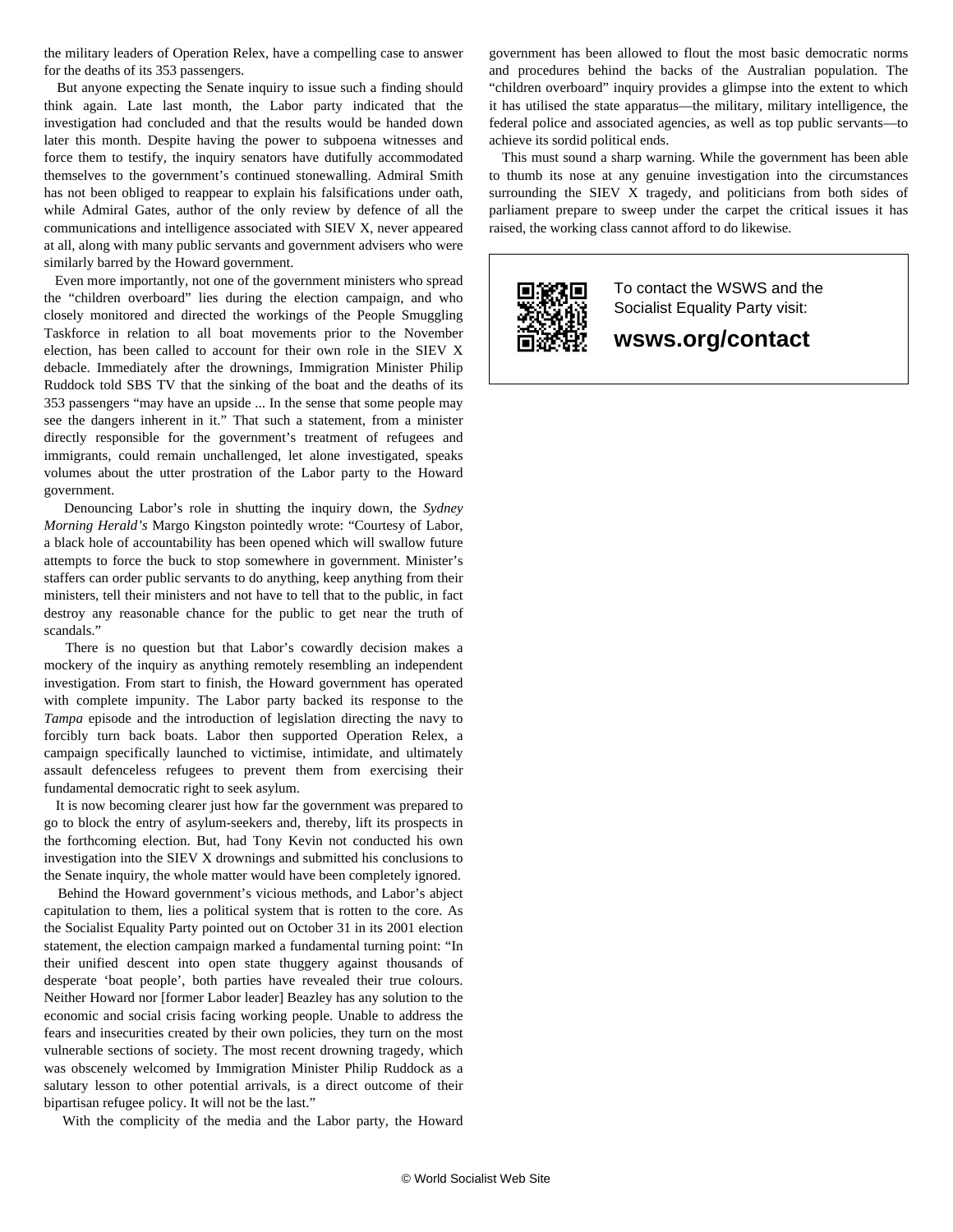the military leaders of Operation Relex, have a compelling case to answer for the deaths of its 353 passengers.

But anyone expecting the Senate inquiry to issue such a finding should think again. Late last month, the Labor party indicated that the investigation had concluded and that the results would be handed down later this month. Despite having the power to subpoena witnesses and force them to testify, the inquiry senators have dutifully accommodated themselves to the government's continued stonewalling. Admiral Smith has not been obliged to reappear to explain his falsifications under oath, while Admiral Gates, author of the only review by defence of all the communications and intelligence associated with SIEV X, never appeared at all, along with many public servants and government advisers who were similarly barred by the Howard government.

Even more importantly, not one of the government ministers who spread the "children overboard" lies during the election campaign, and who closely monitored and directed the workings of the People Smuggling Taskforce in relation to all boat movements prior to the November election, has been called to account for their own role in the SIEV X debacle. Immediately after the drownings, Immigration Minister Philip Ruddock told SBS TV that the sinking of the boat and the deaths of its 353 passengers "may have an upside ... In the sense that some people may see the dangers inherent in it." That such a statement, from a minister directly responsible for the government's treatment of refugees and immigrants, could remain unchallenged, let alone investigated, speaks volumes about the utter prostration of the Labor party to the Howard government.

Denouncing Labor's role in shutting the inquiry down, the *Sydney Morning Herald's* Margo Kingston pointedly wrote: "Courtesy of Labor, a black hole of accountability has been opened which will swallow future attempts to force the buck to stop somewhere in government. Minister's staffers can order public servants to do anything, keep anything from their ministers, tell their ministers and not have to tell that to the public, in fact destroy any reasonable chance for the public to get near the truth of scandals."

There is no question but that Labor's cowardly decision makes a mockery of the inquiry as anything remotely resembling an independent investigation. From start to finish, the Howard government has operated with complete impunity. The Labor party backed its response to the *Tampa* episode and the introduction of legislation directing the navy to forcibly turn back boats. Labor then supported Operation Relex, a campaign specifically launched to victimise, intimidate, and ultimately assault defenceless refugees to prevent them from exercising their fundamental democratic right to seek asylum.

It is now becoming clearer just how far the government was prepared to go to block the entry of asylum-seekers and, thereby, lift its prospects in the forthcoming election. But, had Tony Kevin not conducted his own investigation into the SIEV X drownings and submitted his conclusions to the Senate inquiry, the whole matter would have been completely ignored.

Behind the Howard government's vicious methods, and Labor's abject capitulation to them, lies a political system that is rotten to the core. As the Socialist Equality Party pointed out on October 31 in its 2001 election statement, the election campaign marked a fundamental turning point: "In their unified descent into open state thuggery against thousands of desperate 'boat people', both parties have revealed their true colours. Neither Howard nor [former Labor leader] Beazley has any solution to the economic and social crisis facing working people. Unable to address the fears and insecurities created by their own policies, they turn on the most vulnerable sections of society. The most recent drowning tragedy, which was obscenely welcomed by Immigration Minister Philip Ruddock as a salutary lesson to other potential arrivals, is a direct outcome of their bipartisan refugee policy. It will not be the last."

With the complicity of the media and the Labor party, the Howard government has been allowed to flout the most basic democratic norms and procedures behind the backs of the Australian population. The "children overboard" inquiry provides a glimpse into the extent to which it has utilised the state apparatus—the military, military intelligence, the federal police and associated agencies, as well as top public servants—to achieve its sordid political ends.

This must sound a sharp warning. While the government has been able to thumb its nose at any genuine investigation into the circumstances surrounding the SIEV X tragedy, and politicians from both sides of parliament prepare to sweep under the carpet the critical issues it has raised, the working class cannot afford to do likewise.

To contact the WSWS and the Socialist Equality Party visit:

**wsws.org/contact**